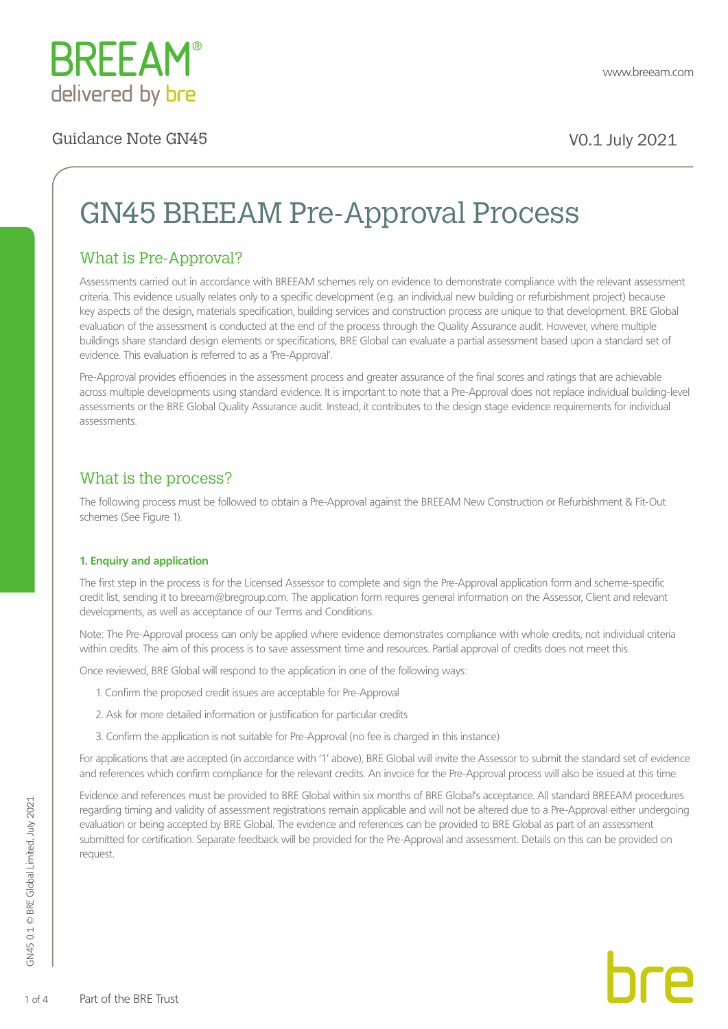Guidance Note GN45

V0.1 July 2021

# GN45 BREEAM Pre-Approval Process

## What is Pre-Approval?

Assessments carried out in accordance with BREEAM schemes rely on evidence to demonstrate compliance with the relevant assessment criteria. This evidence usually relates only to a specific development (e.g. an individual new building or refurbishment project) because key aspects of the design, materials specification, building services and construction process are unique to that development. BRE Global evaluation of the assessment is conducted at the end of the process through the Quality Assurance audit. However, where multiple buildings share standard design elements or specifications, BRE Global can evaluate a partial assessment based upon a standard set of evidence. This evaluation is referred to as a 'Pre-Approval'.

Pre-Approval provides efficiencies in the assessment process and greater assurance of the final scores and ratings that are achievable across multiple developments using standard evidence. It is important to note that a Pre-Approval does not replace individual building-level assessments or the BRE Global Quality Assurance audit. Instead, it contributes to the design stage evidence requirements for individual assessments.

## What is the process?

The following process must be followed to obtain a Pre-Approval against the BREEAM New Construction or Refurbishment & Fit-Out schemes (See Figure 1).

### 1. Enquiry and application

The first step in the process is for the Licensed Assessor to complete and sign the Pre-Approval application form and scheme-specific credit list, sending it to breeam@bregroup.com. The application form requires general information on the Assessor, Client and relevant developments, as well as acceptance of our Terms and Conditions.

Note: The Pre-Approval process can only be applied where evidence demonstrates compliance with whole credits, not individual criteria within credits. The aim of this process is to save assessment time and resources. Partial approval of credits does not meet this.

Once reviewed, BRE Global will respond to the application in one of the following ways:

1. Confirm the proposed credit issues are acceptable for Pre-Approval
2. Ask for more detailed information or justification for particular credits
3. Confirm the application is not suitable for Pre-Approval (no fee is charged in this instance)

For applications that are accepted (in accordance with '1' above), BRE Global will invite the Assessor to submit the standard set of evidence and references which confirm compliance for the relevant credits. An invoice for the Pre-Approval process will also be issued at this time.

Evidence and references must be provided to BRE Global within six months of BRE Global's acceptance. All standard BREEAM procedures regarding timing and validity of assessment registrations remain applicable and will not be altered due to a Pre-Approval either undergoing evaluation or being accepted by BRE Global. The evidence and references can be provided to BRE Global as part of an assessment submitted for certification. Separate feedback will be provided for the Pre-Approval and assessment. Details on this can be provided on request.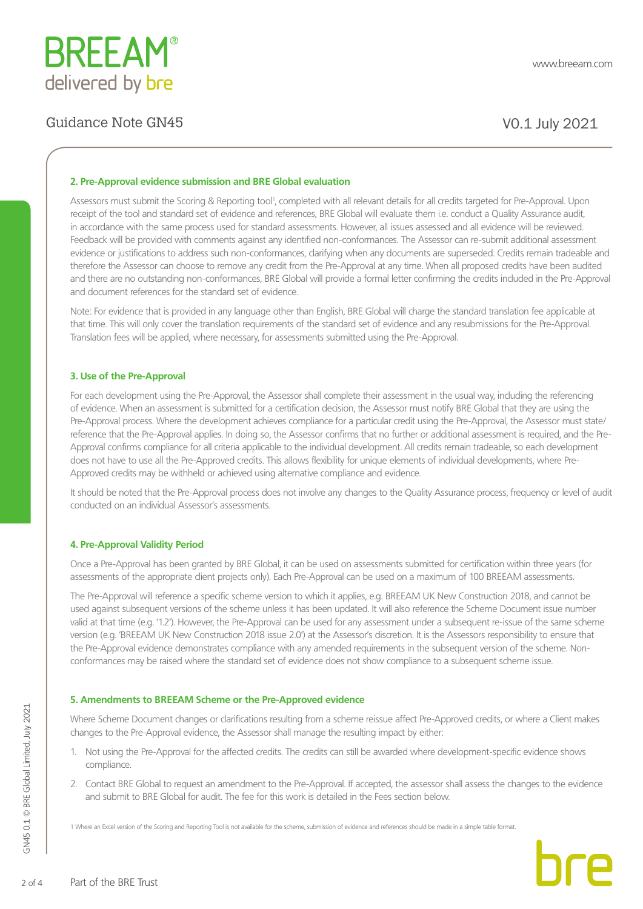## 2. Pre-Approval evidence submission and BRE Global evaluation

Assessors must submit the Scoring & Reporting tool[1], completed with all relevant details for all credits targeted for Pre-Approval. Upon receipt of the tool and standard set of evidence and references, BRE Global will evaluate them i.e. conduct a Quality Assurance audit, in accordance with the same process used for standard assessments. However, all issues assessed and all evidence will be reviewed. Feedback will be provided with comments against any identified non-conformances. The Assessor can re-submit additional assessment evidence or justifications to address such non-conformances, clarifying when any documents are superseded. Credits remain tradeable and therefore the Assessor can choose to remove any credit from the Pre-Approval at any time. When all proposed credits have been audited and there are no outstanding non-conformances, BRE Global will provide a formal letter confirming the credits included in the Pre-Approval and document references for the standard set of evidence.

Note: For evidence that is provided in any language other than English, BRE Global will charge the standard translation fee applicable at that time. This will only cover the translation requirements of the standard set of evidence and any resubmissions for the Pre-Approval. Translation fees will be applied, where necessary, for assessments submitted using the Pre-Approval.

## 3. Use of the Pre-Approval

For each development using the Pre-Approval, the Assessor shall complete their assessment in the usual way, including the referencing of evidence. When an assessment is submitted for a certification decision, the Assessor must notify BRE Global that they are using the Pre-Approval process. Where the development achieves compliance for a particular credit using the Pre-Approval, the Assessor must state/reference that the Pre-Approval applies. In doing so, the Assessor confirms that no further or additional assessment is required, and the Pre-Approval confirms compliance for all criteria applicable to the individual development. All credits remain tradeable, so each development does not have to use all the Pre-Approved credits. This allows flexibility for unique elements of individual developments, where Pre-Approved credits may be withheld or achieved using alternative compliance and evidence.

It should be noted that the Pre-Approval process does not involve any changes to the Quality Assurance process, frequency or level of audit conducted on an individual Assessor's assessments.

## 4. Pre-Approval Validity Period

Once a Pre-Approval has been granted by BRE Global, it can be used on assessments submitted for certification within three years (for assessments of the appropriate client projects only). Each Pre-Approval can be used on a maximum of 100 BREEAM assessments.

The Pre-Approval will reference a specific scheme version to which it applies, e.g. BREEAM UK New Construction 2018, and cannot be used against subsequent versions of the scheme unless it has been updated. It will also reference the Scheme Document issue number valid at that time (e.g. '1.2'). However, the Pre-Approval can be used for any assessment under a subsequent re-issue of the same scheme version (e.g. 'BREEAM UK New Construction 2018 issue 2.0') at the Assessor's discretion. It is the Assessors responsibility to ensure that the Pre-Approval evidence demonstrates compliance with any amended requirements in the subsequent version of the scheme. Non-conformances may be raised where the standard set of evidence does not show compliance to a subsequent scheme issue.

## 5. Amendments to BREEAM Scheme or the Pre-Approved evidence

Where Scheme Document changes or clarifications resulting from a scheme reissue affect Pre-Approved credits, or where a Client makes changes to the Pre-Approval evidence, the Assessor shall manage the resulting impact by either:

1. Not using the Pre-Approval for the affected credits. The credits can still be awarded where development-specific evidence shows compliance.
2. Contact BRE Global to request an amendment to the Pre-Approval. If accepted, the assessor shall assess the changes to the evidence and submit to BRE Global for audit. The fee for this work is detailed in the Fees section below.

[1] Where an Excel version of the Scoring and Reporting Tool is not available for the scheme, submission of evidence and references should be made in a simple table format.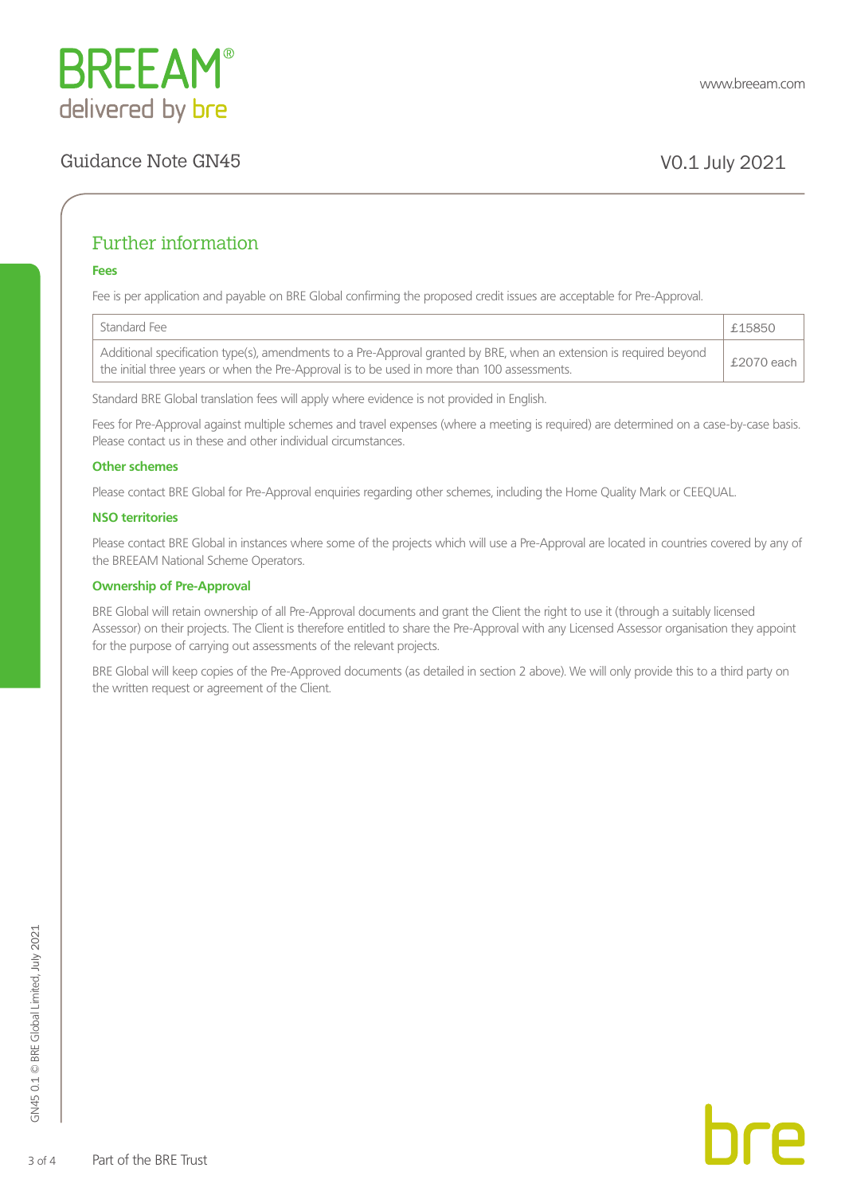## Further information

### Fees

Fee is per application and payable on BRE Global confirming the proposed credit issues are acceptable for Pre-Approval.

| Standard Fee | £15850 |
|---|---|
| Additional specification type(s), amendments to a Pre-Approval granted by BRE, when an extension is required beyond the initial three years or when the Pre-Approval is to be used in more than 100 assessments. | £2070 each |

Standard BRE Global translation fees will apply where evidence is not provided in English.

Fees for Pre-Approval against multiple schemes and travel expenses (where a meeting is required) are determined on a case-by-case basis. Please contact us in these and other individual circumstances.

### Other schemes

Please contact BRE Global for Pre-Approval enquiries regarding other schemes, including the Home Quality Mark or CEEQUAL.

### NSO territories

Please contact BRE Global in instances where some of the projects which will use a Pre-Approval are located in countries covered by any of the BREEAM National Scheme Operators.

### Ownership of Pre-Approval

BRE Global will retain ownership of all Pre-Approval documents and grant the Client the right to use it (through a suitably licensed Assessor) on their projects. The Client is therefore entitled to share the Pre-Approval with any Licensed Assessor organisation they appoint for the purpose of carrying out assessments of the relevant projects.

BRE Global will keep copies of the Pre-Approved documents (as detailed in section 2 above). We will only provide this to a third party on the written request or agreement of the Client.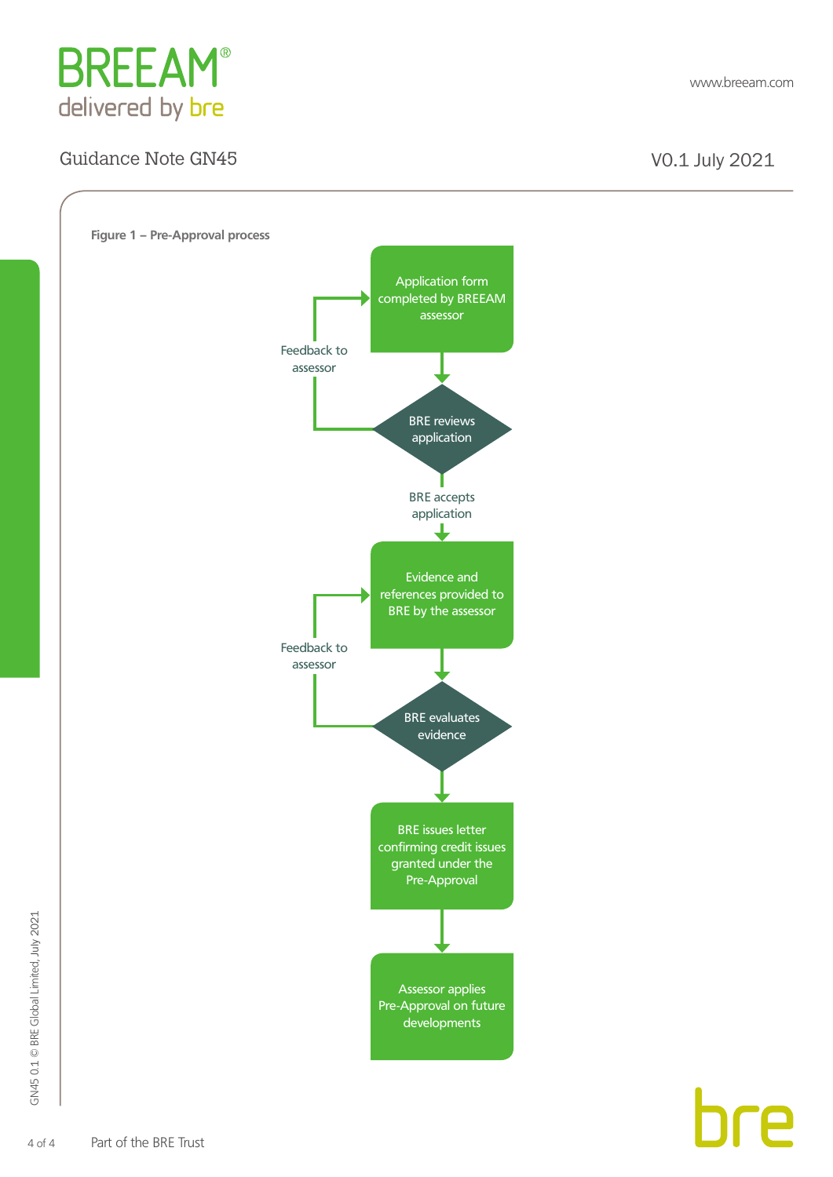Figure 1 – Pre-Approval process

Application form completed by BREEAM assessor

BRE reviews application

Feedback to assessor

BRE accepts application

Evidence and references provided to BRE by the assessor

BRE evaluates evidence

Feedback to assessor

BRE issues letter confirming credit issues granted under the Pre-Approval

Assessor applies Pre-Approval on future developments

Part of the BRE Trust